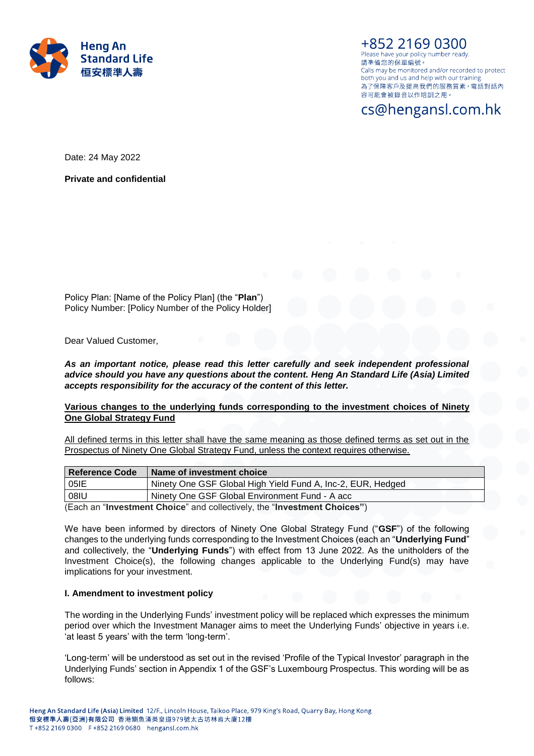Heng An Standard Life 恒安標準人壽

+852 2169 0300
Please have your policy number ready.
請準備您的保單編號。
Calls may be monitored and/or recorded to protect both you and us and help with our training.
為了保障客戶及提高我們的服務質素，電話對話內容可能會被錄音以作培訓之用。

cs@hengansl.com.hk

Date: 24 May 2022

**Private and confidential**

Policy Plan: [Name of the Policy Plan] (the "**Plan**")
Policy Number: [Policy Number of the Policy Holder]

Dear Valued Customer,

***As an important notice, please read this letter carefully and seek independent professional advice should you have any questions about the content. Heng An Standard Life (Asia) Limited accepts responsibility for the accuracy of the content of this letter.***

**Various changes to the underlying funds corresponding to the investment choices of Ninety One Global Strategy Fund**

All defined terms in this letter shall have the same meaning as those defined terms as set out in the Prospectus of Ninety One Global Strategy Fund, unless the context requires otherwise.

| Reference Code | Name of investment choice |
|---|---|
| 05IE | Ninety One GSF Global High Yield Fund A, Inc-2, EUR, Hedged |
| 08IU | Ninety One GSF Global Environment Fund - A acc |

(Each an "**Investment Choice**" and collectively, the "**Investment Choices**")

We have been informed by directors of Ninety One Global Strategy Fund ("**GSF**") of the following changes to the underlying funds corresponding to the Investment Choices (each an "**Underlying Fund**" and collectively, the "**Underlying Funds**") with effect from 13 June 2022. As the unitholders of the Investment Choice(s), the following changes applicable to the Underlying Fund(s) may have implications for your investment.

**I. Amendment to investment policy**

The wording in the Underlying Funds' investment policy will be replaced which expresses the minimum period over which the Investment Manager aims to meet the Underlying Funds' objective in years i.e. 'at least 5 years' with the term 'long-term'.

'Long-term' will be understood as set out in the revised 'Profile of the Typical Investor' paragraph in the Underlying Funds' section in Appendix 1 of the GSF's Luxembourg Prospectus. This wording will be as follows:

**Heng An Standard Life (Asia) Limited** 12/F., Lincoln House, Taikoo Place, 979 King's Road, Quarry Bay, Hong Kong
恒安標準人壽(亞洲)有限公司 香港鰂魚涌英皇道979號太古坊林肯大廈12樓
T +852 2169 0300 F +852 2169 0680 hengansl.com.hk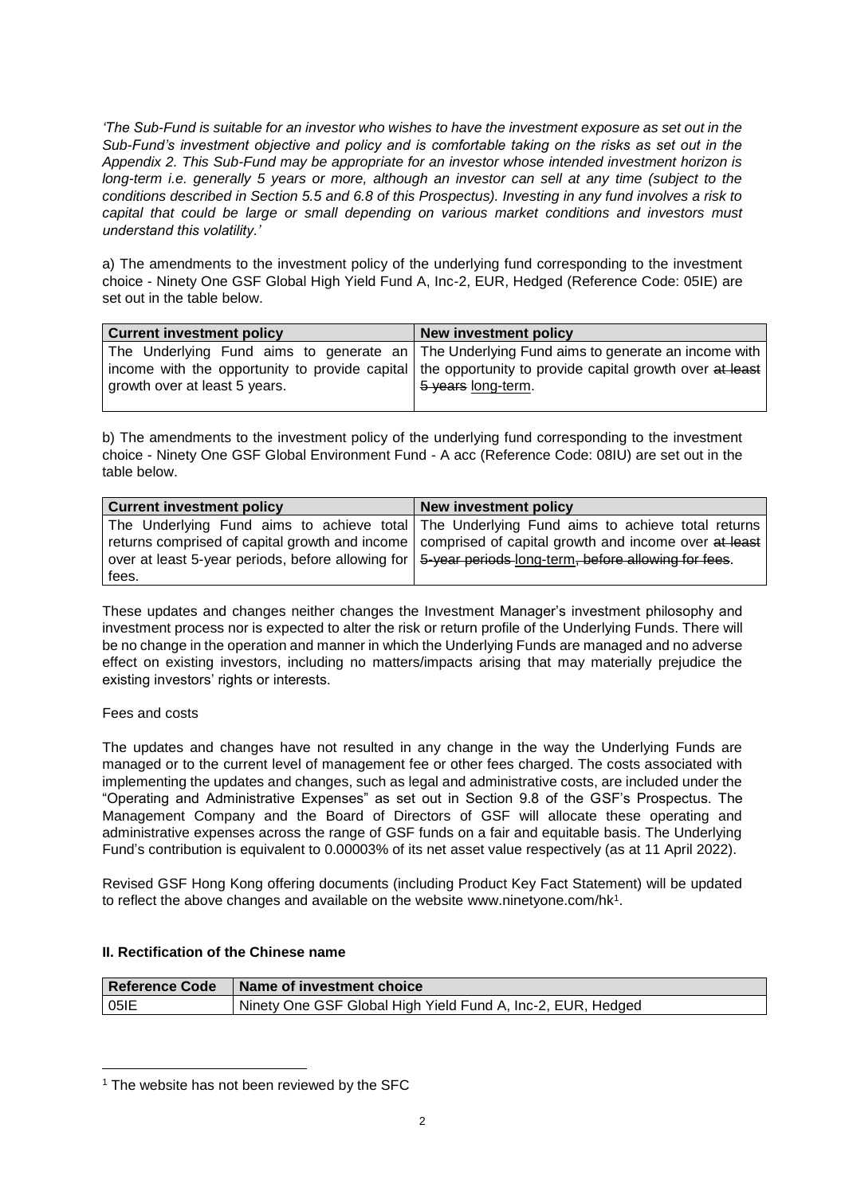*'The Sub-Fund is suitable for an investor who wishes to have the investment exposure as set out in the Sub-Fund's investment objective and policy and is comfortable taking on the risks as set out in the Appendix 2. This Sub-Fund may be appropriate for an investor whose intended investment horizon is long-term i.e. generally 5 years or more, although an investor can sell at any time (subject to the conditions described in Section 5.5 and 6.8 of this Prospectus). Investing in any fund involves a risk to capital that could be large or small depending on various market conditions and investors must understand this volatility.'*

a) The amendments to the investment policy of the underlying fund corresponding to the investment choice - Ninety One GSF Global High Yield Fund A, Inc-2, EUR, Hedged (Reference Code: 05IE) are set out in the table below.

| Current investment policy | New investment policy |
| --- | --- |
| The Underlying Fund aims to generate an income with the opportunity to provide capital growth over at least 5 years. | The Underlying Fund aims to generate an income with the opportunity to provide capital growth over ~~at least 5 years~~ long-term. |

b) The amendments to the investment policy of the underlying fund corresponding to the investment choice - Ninety One GSF Global Environment Fund - A acc (Reference Code: 08IU) are set out in the table below.

| Current investment policy | New investment policy |
| --- | --- |
| The Underlying Fund aims to achieve total returns comprised of capital growth and income over at least 5-year periods, before allowing for fees. | The Underlying Fund aims to achieve total returns comprised of capital growth and income over ~~at least 5-year periods~~ long-term~~, before allowing for fees~~. |

These updates and changes neither changes the Investment Manager's investment philosophy and investment process nor is expected to alter the risk or return profile of the Underlying Funds. There will be no change in the operation and manner in which the Underlying Funds are managed and no adverse effect on existing investors, including no matters/impacts arising that may materially prejudice the existing investors' rights or interests.

Fees and costs

The updates and changes have not resulted in any change in the way the Underlying Funds are managed or to the current level of management fee or other fees charged. The costs associated with implementing the updates and changes, such as legal and administrative costs, are included under the "Operating and Administrative Expenses" as set out in Section 9.8 of the GSF's Prospectus. The Management Company and the Board of Directors of GSF will allocate these operating and administrative expenses across the range of GSF funds on a fair and equitable basis. The Underlying Fund's contribution is equivalent to 0.00003% of its net asset value respectively (as at 11 April 2022).

Revised GSF Hong Kong offering documents (including Product Key Fact Statement) will be updated to reflect the above changes and available on the website www.ninetyone.com/hk[1].

**II. Rectification of the Chinese name**

| Reference Code | Name of investment choice |
| --- | --- |
| 05IE | Ninety One GSF Global High Yield Fund A, Inc-2, EUR, Hedged |

[1] The website has not been reviewed by the SFC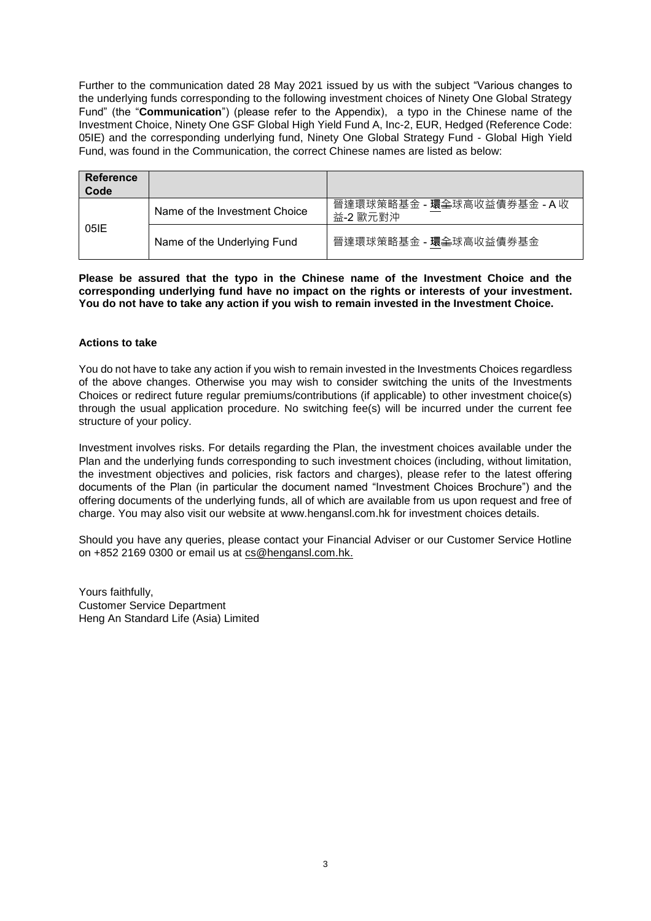Further to the communication dated 28 May 2021 issued by us with the subject "Various changes to the underlying funds corresponding to the following investment choices of Ninety One Global Strategy Fund" (the "**Communication**") (please refer to the Appendix), a typo in the Chinese name of the Investment Choice, Ninety One GSF Global High Yield Fund A, Inc-2, EUR, Hedged (Reference Code: 05IE) and the corresponding underlying fund, Ninety One Global Strategy Fund - Global High Yield Fund, was found in the Communication, the correct Chinese names are listed as below:

| Reference Code | | |
|---|---|---|
| 05IE | Name of the Investment Choice | 晉達環球策略基金 - **環**~~全~~球高收益債券基金 - A 收益-2 歐元對沖 |
| | Name of the Underlying Fund | 晉達環球策略基金 - **環**~~全~~球高收益債券基金 |

**Please be assured that the typo in the Chinese name of the Investment Choice and the corresponding underlying fund have no impact on the rights or interests of your investment. You do not have to take any action if you wish to remain invested in the Investment Choice.**

**Actions to take**

You do not have to take any action if you wish to remain invested in the Investments Choices regardless of the above changes. Otherwise you may wish to consider switching the units of the Investments Choices or redirect future regular premiums/contributions (if applicable) to other investment choice(s) through the usual application procedure. No switching fee(s) will be incurred under the current fee structure of your policy.

Investment involves risks. For details regarding the Plan, the investment choices available under the Plan and the underlying funds corresponding to such investment choices (including, without limitation, the investment objectives and policies, risk factors and charges), please refer to the latest offering documents of the Plan (in particular the document named "Investment Choices Brochure") and the offering documents of the underlying funds, all of which are available from us upon request and free of charge. You may also visit our website at www.hengansl.com.hk for investment choices details.

Should you have any queries, please contact your Financial Adviser or our Customer Service Hotline on +852 2169 0300 or email us at cs@hengansl.com.hk.

Yours faithfully,
Customer Service Department
Heng An Standard Life (Asia) Limited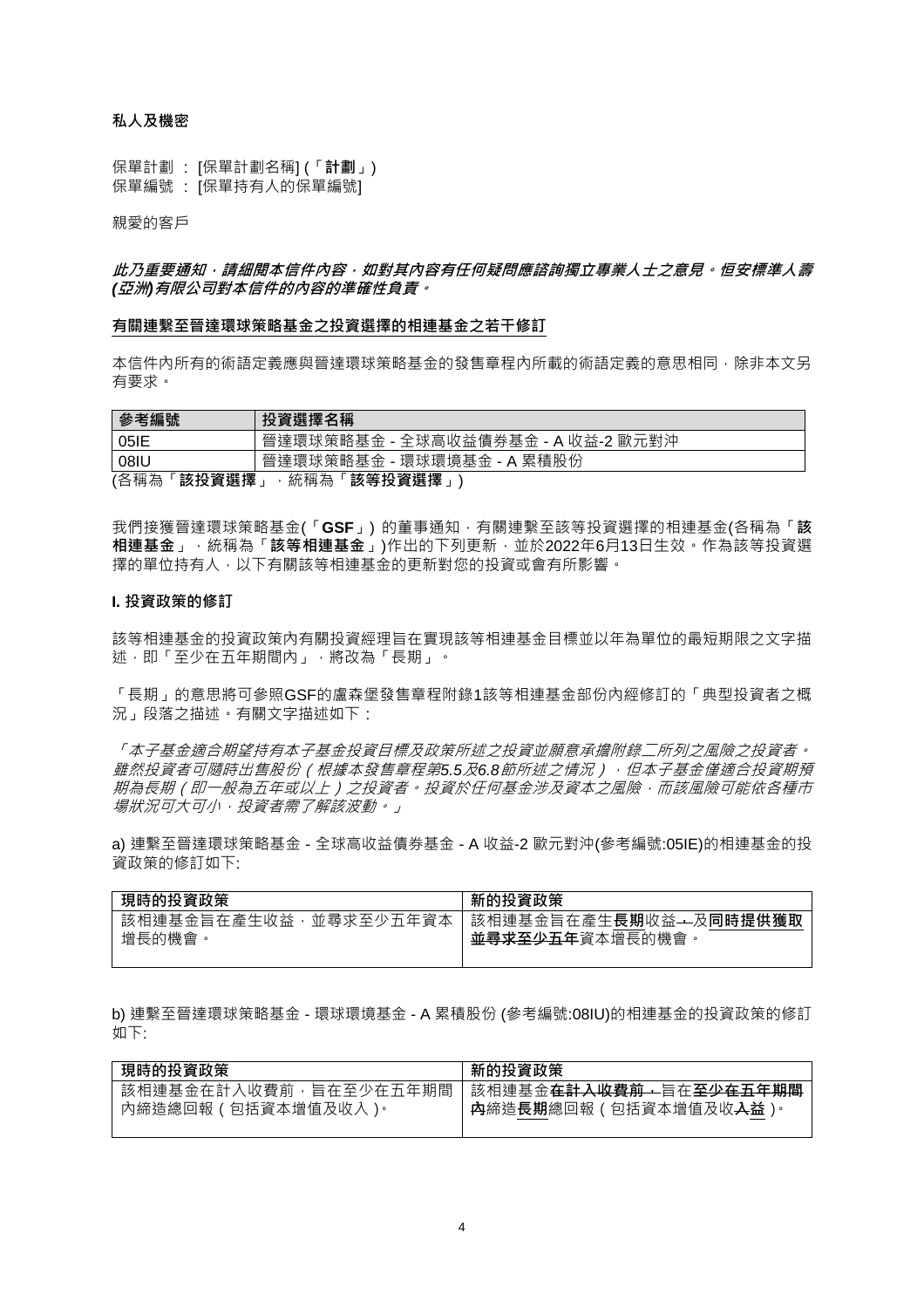**私人及機密**

保單計劃 ： [保單計劃名稱] (「**計劃**」)
保單編號 ： [保單持有人的保單編號]

親愛的客戶

***此乃重要通知，請細閱本信件內容，如對其內容有任何疑問應諮詢獨立專業人士之意見。恒安標準人壽(亞洲)有限公司對本信件的內容的準確性負責。***

**有關連繫至晉達環球策略基金之投資選擇的相連基金之若干修訂**

本信件內所有的術語定義應與晉達環球策略基金的發售章程內所載的術語定義的意思相同，除非本文另有要求。

| 參考編號 | 投資選擇名稱 |
|---|---|
| 05IE | 晉達環球策略基金 - 全球高收益債券基金 - A 收益-2 歐元對沖 |
| 08IU | 晉達環球策略基金 - 環球環境基金 - A 累積股份 |

(各稱為「**該投資選擇**」，統稱為「**該等投資選擇**」)

我們接獲晉達環球策略基金(「**GSF**」) 的董事通知，有關連繫至該等投資選擇的相連基金(各稱為「**該相連基金**」，統稱為「**該等相連基金**」)作出的下列更新，並於2022年6月13日生效。作為該等投資選擇的單位持有人，以下有關該等相連基金的更新對您的投資或會有所影響。

**I. 投資政策的修訂**

該等相連基金的投資政策內有關投資經理旨在實現該等相連基金目標並以年為單位的最短期限之文字描述，即「至少在五年期間內」，將改為「長期」。

「長期」的意思將可參照GSF的盧森堡發售章程附錄1該等相連基金部份內經修訂的「典型投資者之概況」段落之描述。有關文字描述如下：

*「本子基金適合期望持有本子基金投資目標及政策所述之投資並願意承擔附錄二所列之風險之投資者。雖然投資者可隨時出售股份（根據本發售章程第5.5及6.8節所述之情況），但本子基金僅適合投資期預期為長期（即一般為五年或以上）之投資者。投資於任何基金涉及資本之風險，而該風險可能依各種市場狀況可大可小，投資者需了解該波動。」*

a) 連繫至晉達環球策略基金 - 全球高收益債券基金 - A 收益-2 歐元對沖(參考編號:05IE)的相連基金的投資政策的修訂如下:

| 現時的投資政策 | 新的投資政策 |
|---|---|
| 該相連基金旨在產生收益，並尋求至少五年資本增長的機會。 | 該相連基金旨在產生**長期**收益~~，~~及**同時提供獲取** ~~並尋求至少五年~~資本增長的機會。 |

b) 連繫至晉達環球策略基金 - 環球環境基金 - A 累積股份 (參考編號:08IU)的相連基金的投資政策的修訂如下:

| 現時的投資政策 | 新的投資政策 |
|---|---|
| 該相連基金在計入收費前，旨在至少在五年期間內締造總回報（包括資本增值及收入）。 | 該相連基金~~在計入收費前，~~旨在~~至少在五年期間內~~締造**長期**總回報（包括資本增值及收~~入~~**益**）。 |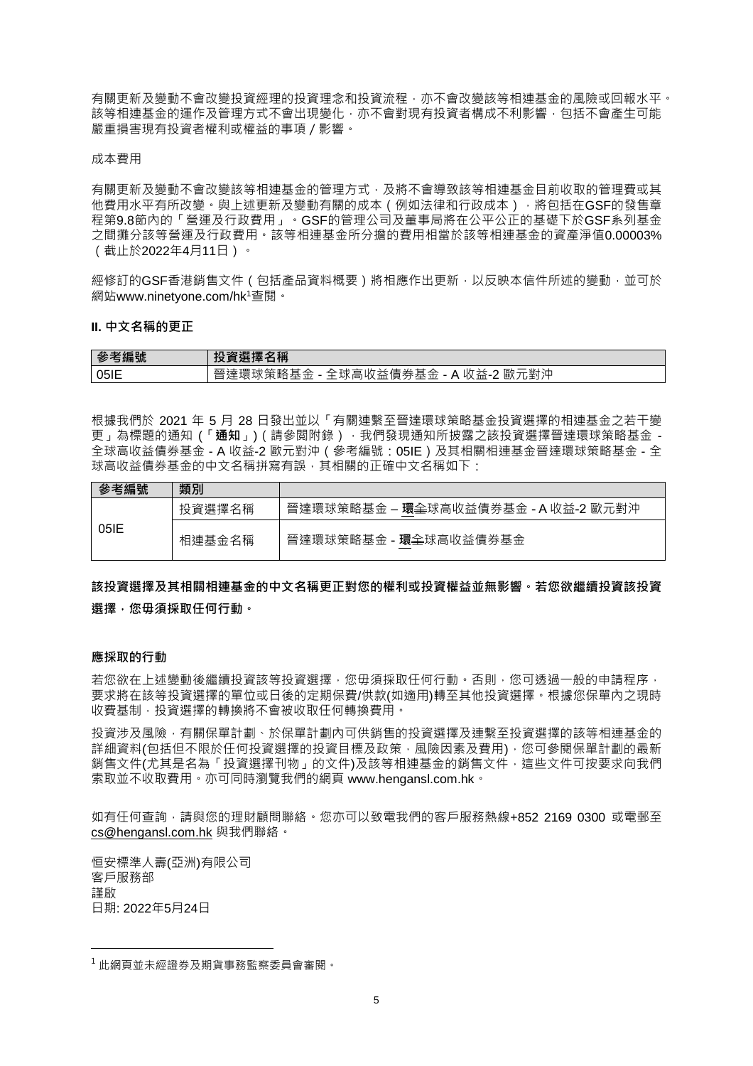有關更新及變動不會改變投資經理的投資理念和投資流程，亦不會改變該等相連基金的風險或回報水平。該等相連基金的運作及管理方式不會出現變化，亦不會對現有投資者構成不利影響，包括不會產生可能嚴重損害現有投資者權利或權益的事項 / 影響。

成本費用

有關更新及變動不會改變該等相連基金的管理方式，及將不會導致該等相連基金目前收取的管理費或其他費用水平有所改變。與上述更新及變動有關的成本（例如法律和行政成本），將包括在GSF的發售章程第9.8節內的「營運及行政費用」。GSF的管理公司及董事局將在公平公正的基礎下於GSF系列基金之間攤分該等營運及行政費用。該等相連基金所分擔的費用相當於該等相連基金的資產淨值0.00003%（截止於2022年4月11日）。

經修訂的GSF香港銷售文件（包括產品資料概要）將相應作出更新，以反映本信件所述的變動，並可於網站www.ninetyone.com/hk[1]查閱。

**II. 中文名稱的更正**

| 參考編號 | 投資選擇名稱 |
|---|---|
| 05IE | 晉達環球策略基金 - 全球高收益債券基金 - A 收益-2 歐元對沖 |

根據我們於 2021 年 5 月 28 日發出並以「有關連繫至晉達環球策略基金投資選擇的相連基金之若干變更」為標題的通知（「**通知**」)（請參閱附錄），我們發現通知所披露之該投資選擇晉達環球策略基金 - 全球高收益債券基金 - A 收益-2 歐元對沖（參考編號：05IE）及其相關相連基金晉達環球策略基金 - 全球高收益債券基金的中文名稱拼寫有誤，其相關的正確中文名稱如下：

| 參考編號 | 類別 | |
|---|---|---|
| 05IE | 投資選擇名稱 | 晉達環球策略基金 – **環**~~全~~球高收益債券基金 - A 收益-2 歐元對沖 |
| | 相連基金名稱 | 晉達環球策略基金 - **環**~~全~~球高收益債券基金 |

**該投資選擇及其相關相連基金的中文名稱更正對您的權利或投資權益並無影響。若您欲繼續投資該投資選擇，您毋須採取任何行動。**

**應採取的行動**

若您欲在上述變動後繼續投資該等投資選擇，您毋須採取任何行動。否則，您可透過一般的申請程序，要求將在該等投資選擇的單位或日後的定期保費/供款(如適用)轉至其他投資選擇。根據您保單內之現時收費基制，投資選擇的轉換將不會被收取任何轉換費用。

投資涉及風險，有關保單計劃、於保單計劃內可供銷售的投資選擇及連繫至投資選擇的該等相連基金的詳細資料(包括但不限於任何投資選擇的投資目標及政策，風險因素及費用)，您可參閱保單計劃的最新銷售文件(尤其是名為「投資選擇刊物」的文件)及該等相連基金的銷售文件，這些文件可按要求向我們索取並不收取費用。亦可同時瀏覽我們的網頁 www.hengansl.com.hk。

如有任何查詢，請與您的理財顧問聯絡。您亦可以致電我們的客戶服務熱線+852 2169 0300 或電郵至 cs@hengansl.com.hk 與我們聯絡。

恒安標準人壽(亞洲)有限公司
客戶服務部
謹啟
日期: 2022年5月24日

[1] 此網頁並未經證券及期貨事務監察委員會審閱。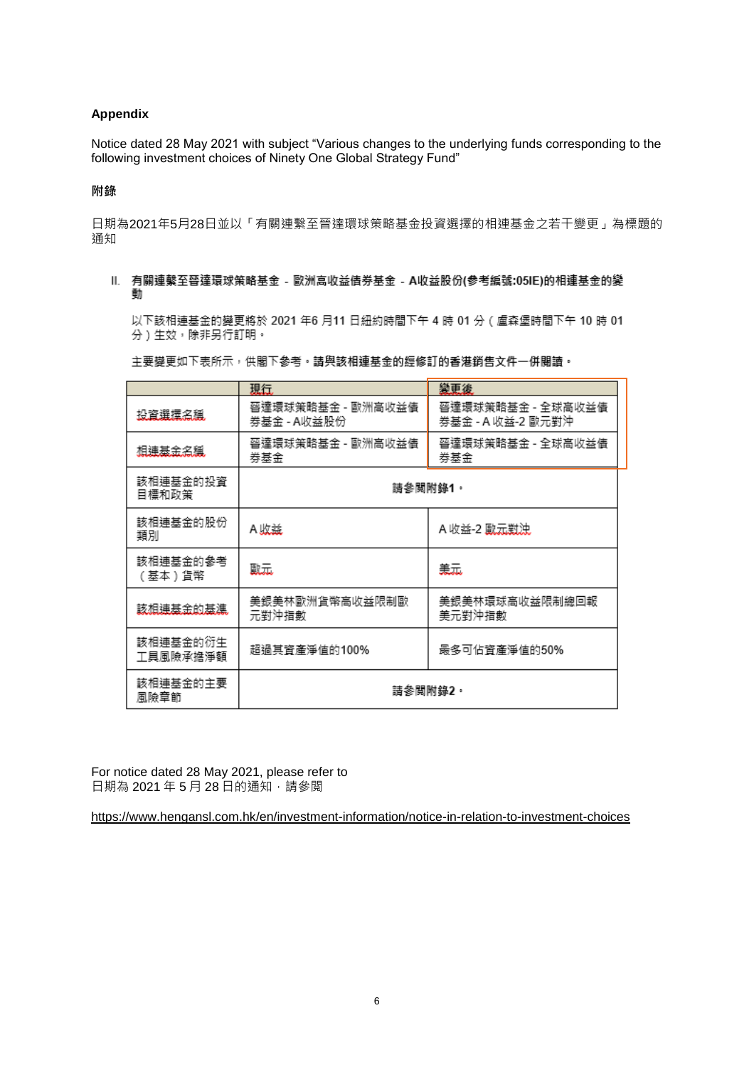**Appendix**

Notice dated 28 May 2021 with subject “Various changes to the underlying funds corresponding to the following investment choices of Ninety One Global Strategy Fund”

**附錄**

日期為2021年5月28日並以「有關連繫至晉達環球策略基金投資選擇的相連基金之若干變更」為標題的通知

II. **有關連繫至晉達環球策略基金 - 歐洲高收益債券基金 - A收益股份(參考編號:05IE)的相連基金的變動**

以下該相連基金的變更將於 2021 年6 月11 日紐約時間下午 4 時 01 分（盧森堡時間下午 10 時 01 分）生效，除非另行訂明。

主要變更如下表所示，供閣下參考。**請與該相連基金的經修訂的香港銷售文件一併閱讀。**

| | 現行 | 變更後 |
|---|---|---|
| 投資選擇名稱 | 晉達環球策略基金 - 歐洲高收益債券基金 - A收益股份 | 晉達環球策略基金 - 全球高收益債券基金 - A 收益-2 歐元對沖 |
| 相連基金名稱 | 晉達環球策略基金 - 歐洲高收益債券基金 | 晉達環球策略基金 - 全球高收益債券基金 |
| 該相連基金的投資目標和政策 | 請參閱附錄1。 | |
| 該相連基金的股份類別 | A 收益 | A 收益-2 歐元對沖 |
| 該相連基金的參考（基本）貨幣 | 歐元 | 美元 |
| 該相連基金的基準 | 美銀美林歐洲貨幣高收益限制歐元對沖指數 | 美銀美林環球高收益限制總回報美元對沖指數 |
| 該相連基金的衍生工具風險承擔淨額 | 超過其資產淨值的100% | 最多可佔資產淨值的50% |
| 該相連基金的主要風險章節 | 請參閱附錄2。 | |

For notice dated 28 May 2021, please refer to
日期為 2021 年 5 月 28 日的通知，請參閱

https://www.henganslcom.hk/en/investment-information/notice-in-relation-to-investment-choices